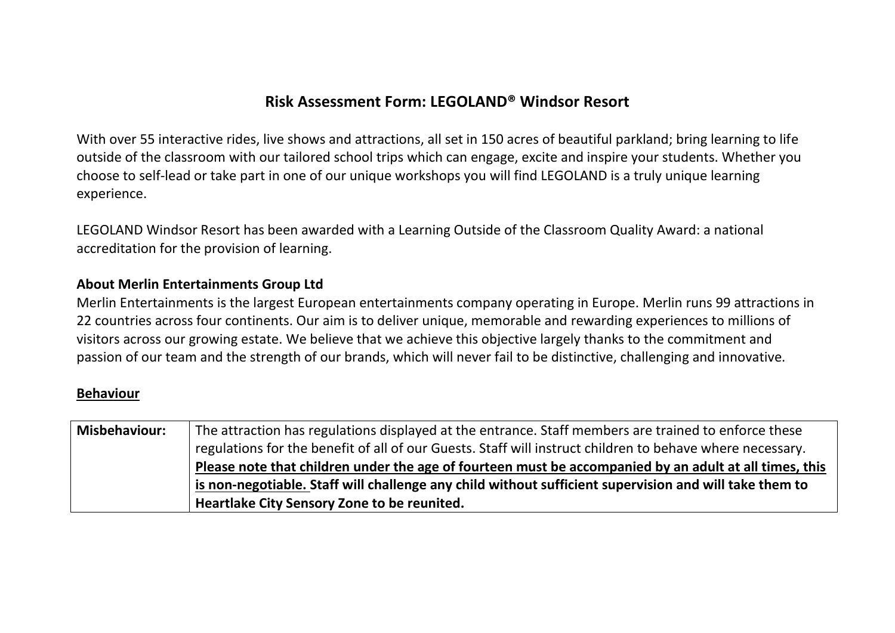# Risk Assessment Form: LEGOLAND® Windsor Resort

With over 55 interactive rides, live shows and attractions, all set in 150 acres of beautiful parkland; bring learning to life outside of the classroom with our tailored school trips which can engage, excite and inspire your students. Whether you choose to self-lead or take part in one of our unique workshops you will find LEGOLAND is a truly unique learning experience.

LEGOLAND Windsor Resort has been awarded with a Learning Outside of the Classroom Quality Award: a national accreditation for the provision of learning.

**About Merlin Entertainments Group Ltd**

Merlin Entertainments is the largest European entertainments company operating in Europe. Merlin runs 99 attractions in 22 countries across four continents. Our aim is to deliver unique, memorable and rewarding experiences to millions of visitors across our growing estate. We believe that we achieve this objective largely thanks to the commitment and passion of our team and the strength of our brands, which will never fail to be distinctive, challenging and innovative.

## Behaviour

| | |
|---|---|
| **Misbehaviour:** | The attraction has regulations displayed at the entrance. Staff members are trained to enforce these regulations for the benefit of all of our Guests. Staff will instruct children to behave where necessary. **Please note that children under the age of fourteen must be accompanied by an adult at all times, this is non-negotiable. Staff will challenge any child without sufficient supervision and will take them to Heartlake City Sensory Zone to be reunited.** |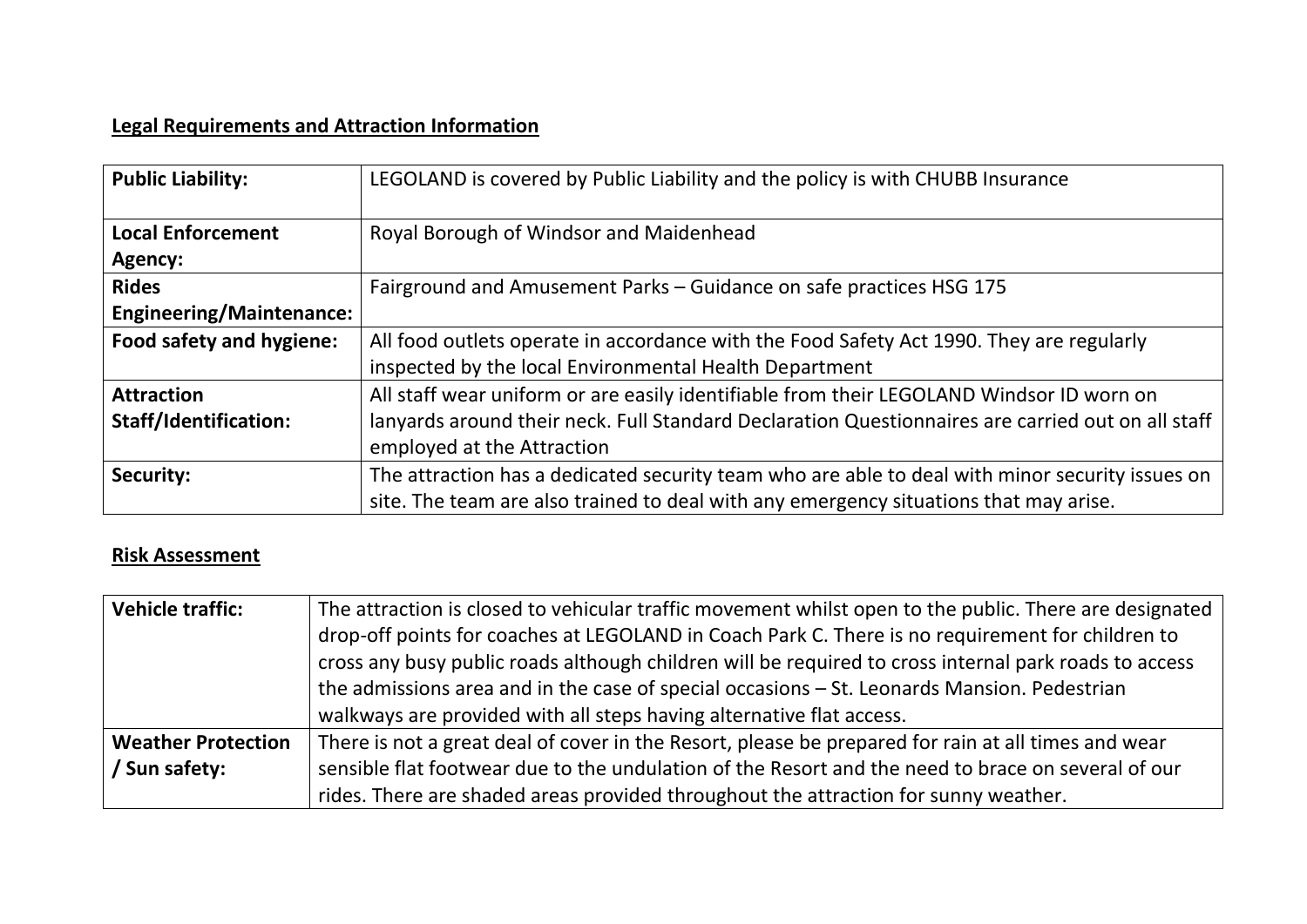**Legal Requirements and Attraction Information**

| **Public Liability:** | LEGOLAND is covered by Public Liability and the policy is with CHUBB Insurance |
|---|---|
| **Local Enforcement Agency:** | Royal Borough of Windsor and Maidenhead |
| **Rides Engineering/Maintenance:** | Fairground and Amusement Parks – Guidance on safe practices HSG 175 |
| **Food safety and hygiene:** | All food outlets operate in accordance with the Food Safety Act 1990. They are regularly inspected by the local Environmental Health Department |
| **Attraction Staff/Identification:** | All staff wear uniform or are easily identifiable from their LEGOLAND Windsor ID worn on lanyards around their neck. Full Standard Declaration Questionnaires are carried out on all staff employed at the Attraction |
| **Security:** | The attraction has a dedicated security team who are able to deal with minor security issues on site. The team are also trained to deal with any emergency situations that may arise. |

**Risk Assessment**

| **Vehicle traffic:** | The attraction is closed to vehicular traffic movement whilst open to the public. There are designated drop-off points for coaches at LEGOLAND in Coach Park C. There is no requirement for children to cross any busy public roads although children will be required to cross internal park roads to access the admissions area and in the case of special occasions – St. Leonards Mansion. Pedestrian walkways are provided with all steps having alternative flat access. |
|---|---|
| **Weather Protection / Sun safety:** | There is not a great deal of cover in the Resort, please be prepared for rain at all times and wear sensible flat footwear due to the undulation of the Resort and the need to brace on several of our rides. There are shaded areas provided throughout the attraction for sunny weather. |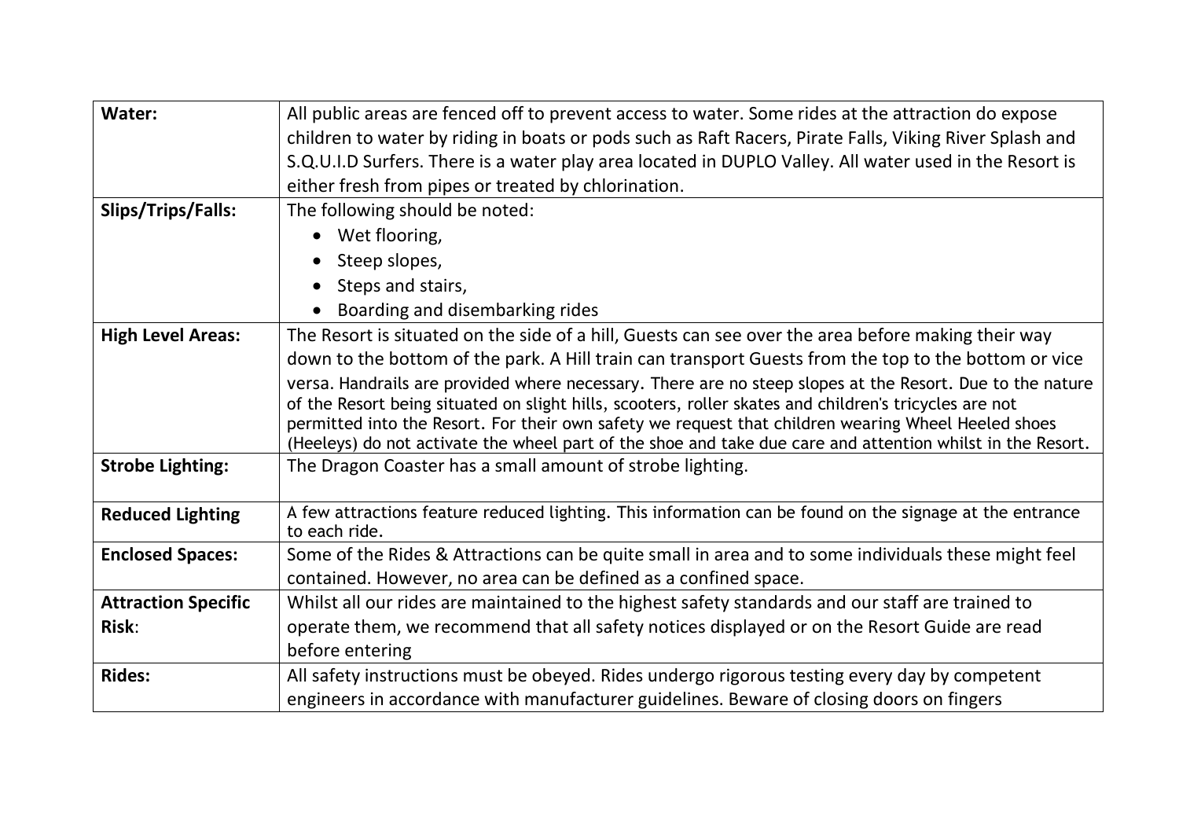| | |
|---|---|
| **Water:** | All public areas are fenced off to prevent access to water. Some rides at the attraction do expose children to water by riding in boats or pods such as Raft Racers, Pirate Falls, Viking River Splash and S.Q.U.I.D Surfers. There is a water play area located in DUPLO Valley. All water used in the Resort is either fresh from pipes or treated by chlorination. |
| **Slips/Trips/Falls:** | The following should be noted:<br>• Wet flooring,<br>• Steep slopes,<br>• Steps and stairs,<br>• Boarding and disembarking rides |
| **High Level Areas:** | The Resort is situated on the side of a hill, Guests can see over the area before making their way down to the bottom of the park. A Hill train can transport Guests from the top to the bottom or vice versa. Handrails are provided where necessary. There are no steep slopes at the Resort. Due to the nature of the Resort being situated on slight hills, scooters, roller skates and children's tricycles are not permitted into the Resort. For their own safety we request that children wearing Wheel Heeled shoes (Heeleys) do not activate the wheel part of the shoe and take due care and attention whilst in the Resort. |
| **Strobe Lighting:** | The Dragon Coaster has a small amount of strobe lighting. |
| **Reduced Lighting** | A few attractions feature reduced lighting. This information can be found on the signage at the entrance to each ride. |
| **Enclosed Spaces:** | Some of the Rides & Attractions can be quite small in area and to some individuals these might feel contained. However, no area can be defined as a confined space. |
| **Attraction Specific Risk**: | Whilst all our rides are maintained to the highest safety standards and our staff are trained to operate them, we recommend that all safety notices displayed or on the Resort Guide are read before entering |
| **Rides:** | All safety instructions must be obeyed. Rides undergo rigorous testing every day by competent engineers in accordance with manufacturer guidelines. Beware of closing doors on fingers |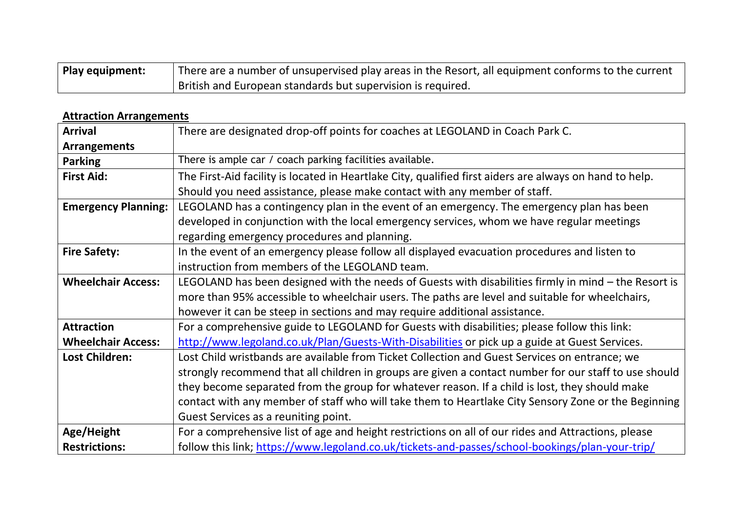| **Play equipment:** | There are a number of unsupervised play areas in the Resort, all equipment conforms to the current British and European standards but supervision is required. |
|---|---|

**Attraction Arrangements**

| **Arrival Arrangements** | There are designated drop-off points for coaches at LEGOLAND in Coach Park C. |
|---|---|
| **Parking** | There is ample car / coach parking facilities available. |
| **First Aid:** | The First-Aid facility is located in Heartlake City, qualified first aiders are always on hand to help. Should you need assistance, please make contact with any member of staff. |
| **Emergency Planning:** | LEGOLAND has a contingency plan in the event of an emergency. The emergency plan has been developed in conjunction with the local emergency services, whom we have regular meetings regarding emergency procedures and planning. |
| **Fire Safety:** | In the event of an emergency please follow all displayed evacuation procedures and listen to instruction from members of the LEGOLAND team. |
| **Wheelchair Access:** | LEGOLAND has been designed with the needs of Guests with disabilities firmly in mind – the Resort is more than 95% accessible to wheelchair users. The paths are level and suitable for wheelchairs, however it can be steep in sections and may require additional assistance. |
| **Attraction Wheelchair Access:** | For a comprehensive guide to LEGOLAND for Guests with disabilities; please follow this link: [http://www.legoland.co.uk/Plan/Guests-With-Disabilities](http://www.legoland.co.uk/Plan/Guests-With-Disabilities) or pick up a guide at Guest Services. |
| **Lost Children:** | Lost Child wristbands are available from Ticket Collection and Guest Services on entrance; we strongly recommend that all children in groups are given a contact number for our staff to use should they become separated from the group for whatever reason. If a child is lost, they should make contact with any member of staff who will take them to Heartlake City Sensory Zone or the Beginning Guest Services as a reuniting point. |
| **Age/Height Restrictions:** | For a comprehensive list of age and height restrictions on all of our rides and Attractions, please follow this link; [https://www.legoland.co.uk/tickets-and-passes/school-bookings/plan-your-trip/](https://www.legoland.co.uk/tickets-and-passes/school-bookings/plan-your-trip/) |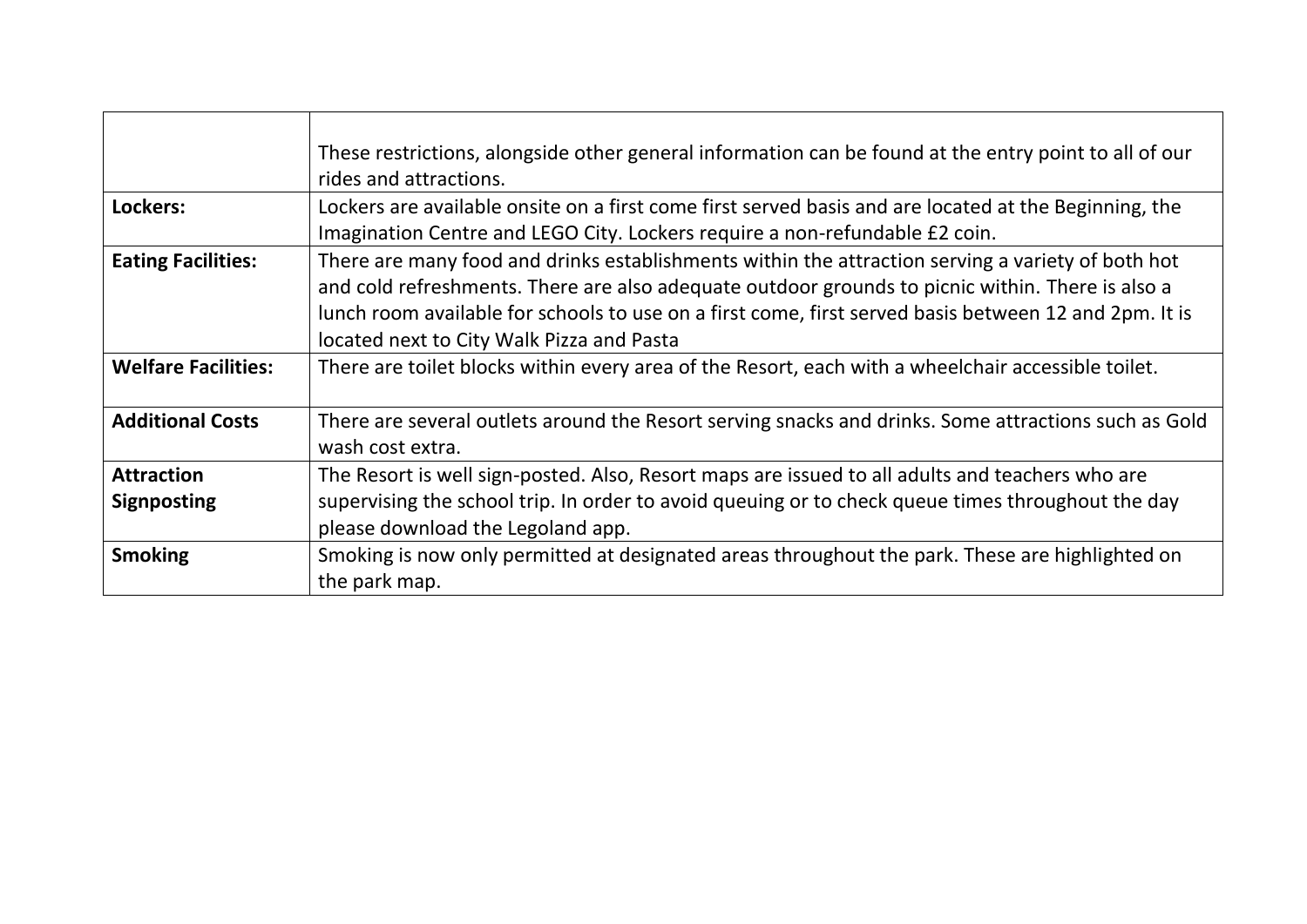| | |
|---|---|
| | These restrictions, alongside other general information can be found at the entry point to all of our rides and attractions. |
| **Lockers:** | Lockers are available onsite on a first come first served basis and are located at the Beginning, the Imagination Centre and LEGO City. Lockers require a non-refundable £2 coin. |
| **Eating Facilities:** | There are many food and drinks establishments within the attraction serving a variety of both hot and cold refreshments. There are also adequate outdoor grounds to picnic within. There is also a lunch room available for schools to use on a first come, first served basis between 12 and 2pm. It is located next to City Walk Pizza and Pasta |
| **Welfare Facilities:** | There are toilet blocks within every area of the Resort, each with a wheelchair accessible toilet. |
| **Additional Costs** | There are several outlets around the Resort serving snacks and drinks. Some attractions such as Gold wash cost extra. |
| **Attraction Signposting** | The Resort is well sign-posted. Also, Resort maps are issued to all adults and teachers who are supervising the school trip. In order to avoid queuing or to check queue times throughout the day please download the Legoland app. |
| **Smoking** | Smoking is now only permitted at designated areas throughout the park. These are highlighted on the park map. |